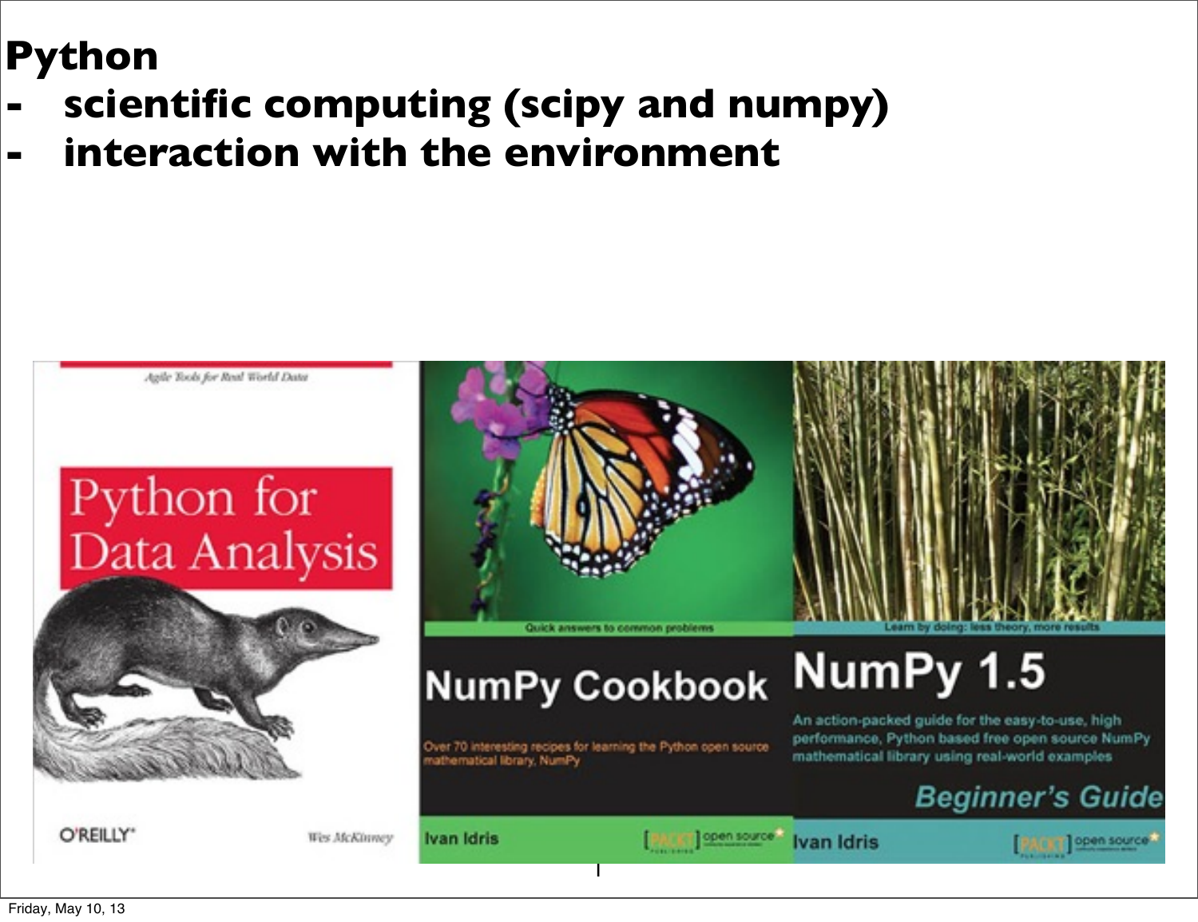# Python

- scientific computing (scipy and numpy)
- interaction with the environment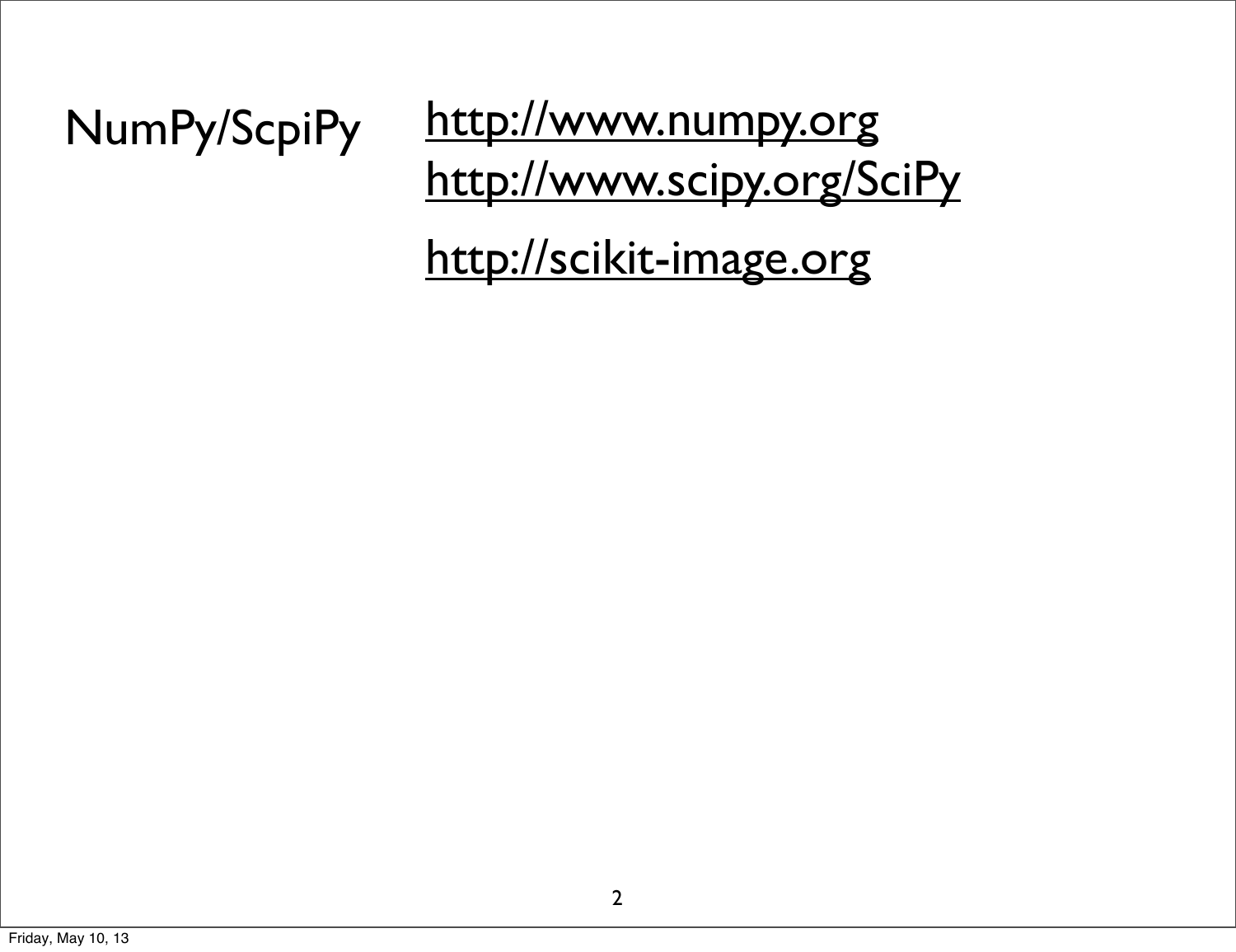NumPy/ScpiPy

http://www.numpy.org

http://www.scipy.org/SciPy

http://scikit-image.org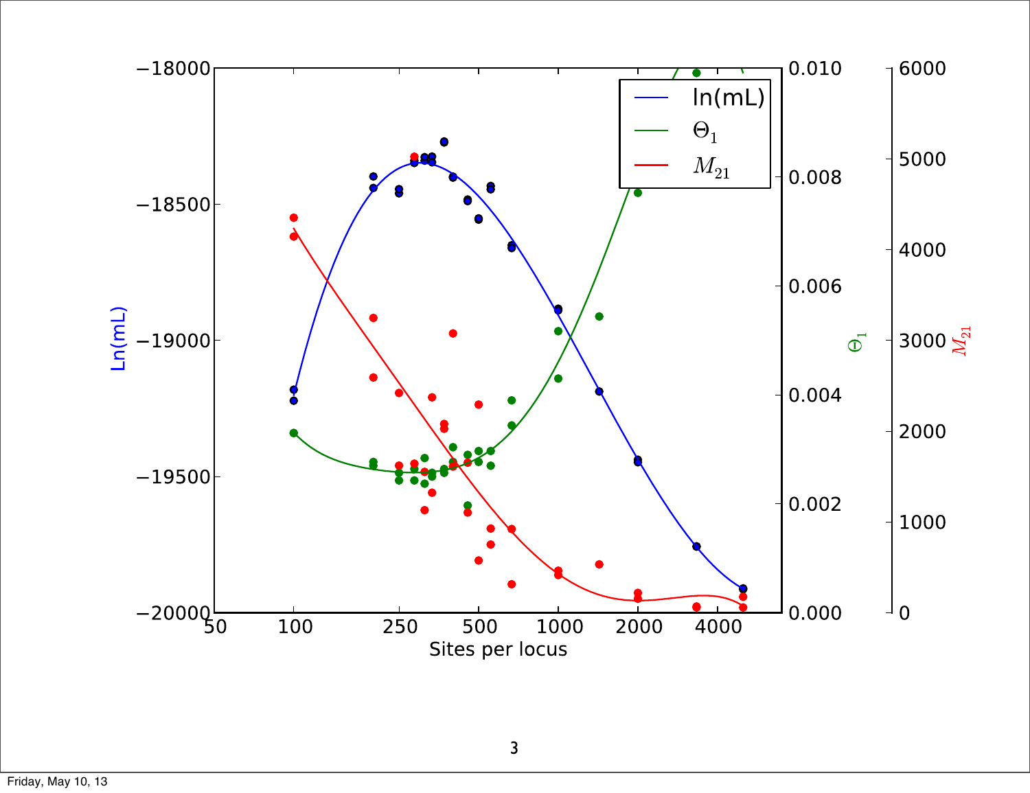Ln(mL)

$\Theta_1$

$M_{21}$

Sites per locus

Legend: ln(mL), $\Theta_1$, $M_{21}$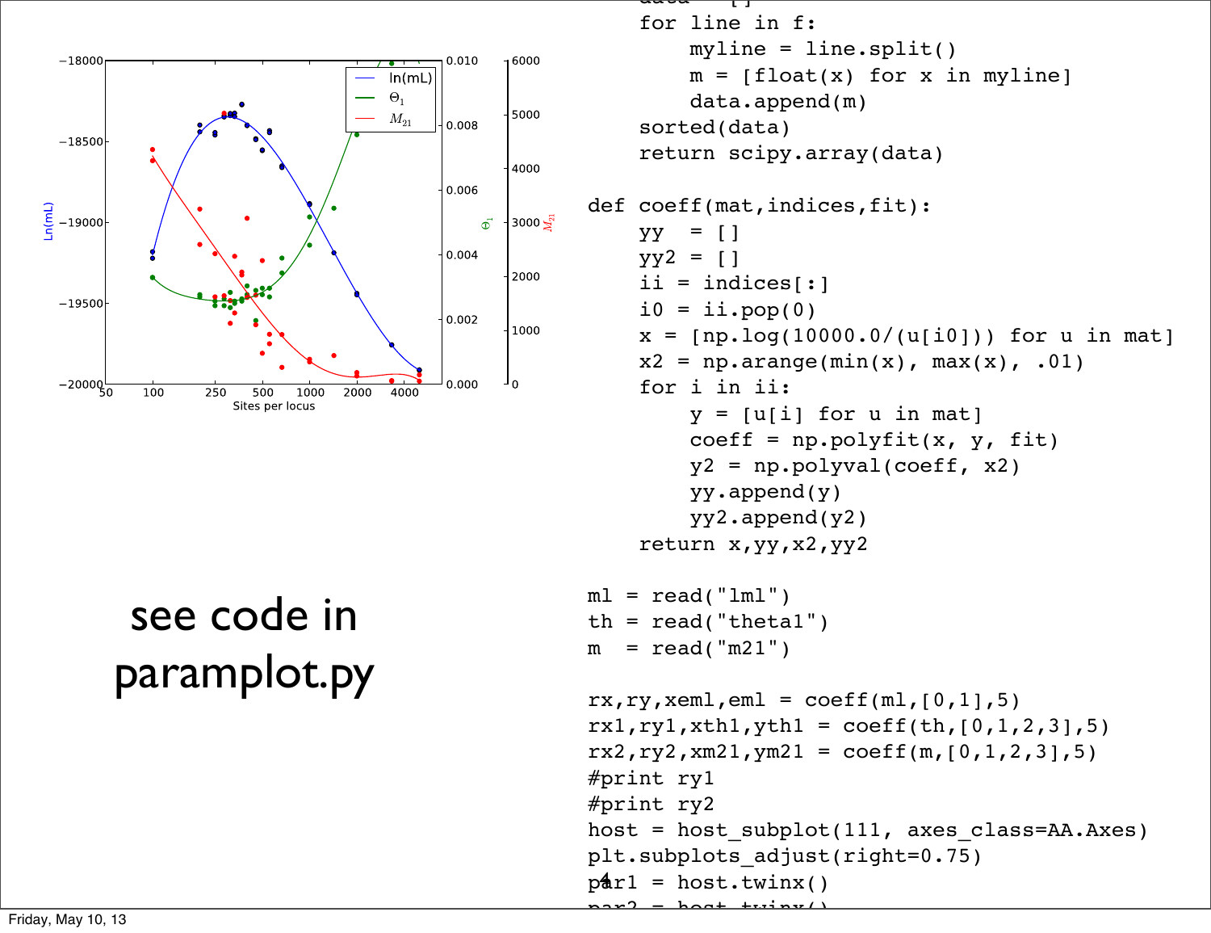see code in paramplot.py

```
    for line in f:
        myline = line.split()
        m = [float(x) for x in myline]
        data.append(m)
    sorted(data)
    return scipy.array(data)

def coeff(mat,indices,fit):
    yy  = []
    yy2 = []
    ii = indices[:]
    i0 = ii.pop(0)
    x = [np.log(10000.0/(u[i0])) for u in mat]
    x2 = np.arange(min(x), max(x), .01)
    for i in ii:
        y = [u[i] for u in mat]
        coeff = np.polyfit(x, y, fit)
        y2 = np.polyval(coeff, x2)
        yy.append(y)
        yy2.append(y2)
    return x,yy,x2,yy2

ml = read("lml")
th = read("theta1")
m  = read("m21")

rx,ry,xeml,eml = coeff(ml,[0,1],5)
rx1,ry1,xth1,yth1 = coeff(th,[0,1,2,3],5)
rx2,ry2,xm21,ym21 = coeff(m,[0,1,2,3],5)
#print ry1
#print ry2
host = host_subplot(111, axes_class=AA.Axes)
plt.subplots_adjust(right=0.75)
par1 = host.twinx()
par2 = host.twinx()
```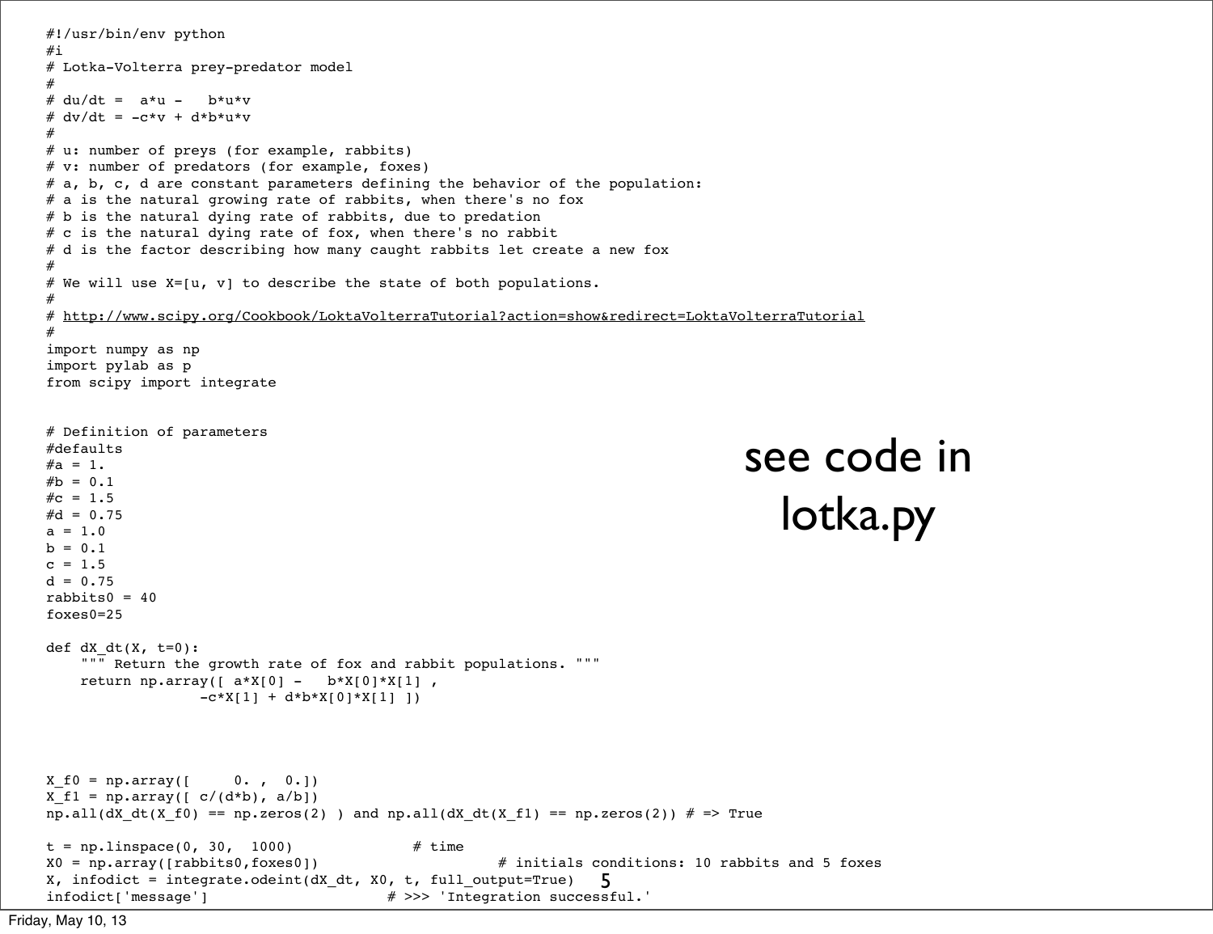```python
#!/usr/bin/env python
#i
# Lotka-Volterra prey-predator model
#
# du/dt =  a*u -   b*u*v
# dv/dt = -c*v + d*b*u*v
#
# u: number of preys (for example, rabbits)
# v: number of predators (for example, foxes)
# a, b, c, d are constant parameters defining the behavior of the population:
# a is the natural growing rate of rabbits, when there's no fox
# b is the natural dying rate of rabbits, due to predation
# c is the natural dying rate of fox, when there's no rabbit
# d is the factor describing how many caught rabbits let create a new fox
#
# We will use X=[u, v] to describe the state of both populations.
#
# http://www.scipy.org/Cookbook/LoktaVolterraTutorial?action=show&redirect=LoktaVolterraTutorial
#
import numpy as np
import pylab as p
from scipy import integrate


# Definition of parameters
#defaults
#a = 1.
#b = 0.1
#c = 1.5
#d = 0.75
a = 1.0
b = 0.1
c = 1.5
d = 0.75
rabbits0 = 40
foxes0=25

def dX_dt(X, t=0):
    """ Return the growth rate of fox and rabbit populations. """
    return np.array([ a*X[0] -   b*X[0]*X[1] ,
                  -c*X[1] + d*b*X[0]*X[1] ])




X_f0 = np.array([     0. ,  0.])
X_f1 = np.array([ c/(d*b), a/b])
np.all(dX_dt(X_f0) == np.zeros(2) ) and np.all(dX_dt(X_f1) == np.zeros(2)) # => True

t = np.linspace(0, 30,  1000)              # time
X0 = np.array([rabbits0,foxes0])                     # initials conditions: 10 rabbits and 5 foxes
X, infodict = integrate.odeint(dX_dt, X0, t, full_output=True)
infodict['message']                     # >>> 'Integration successful.'
```

see code in lotka.py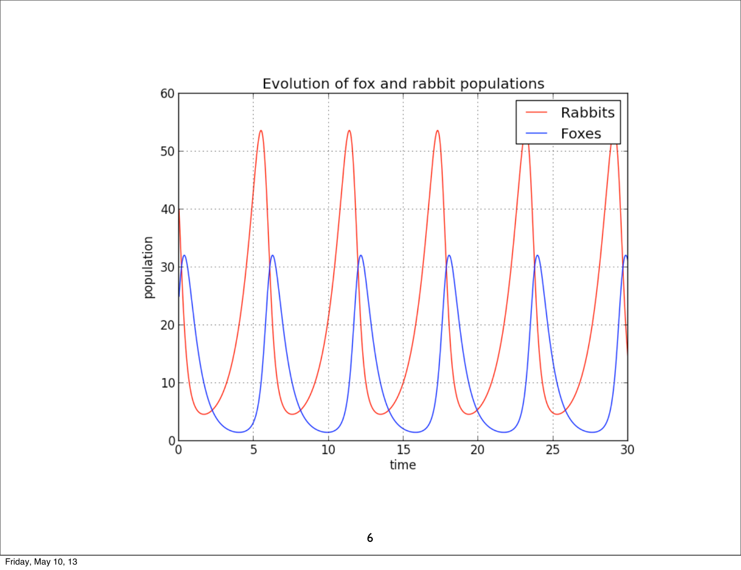Evolution of fox and rabbit populations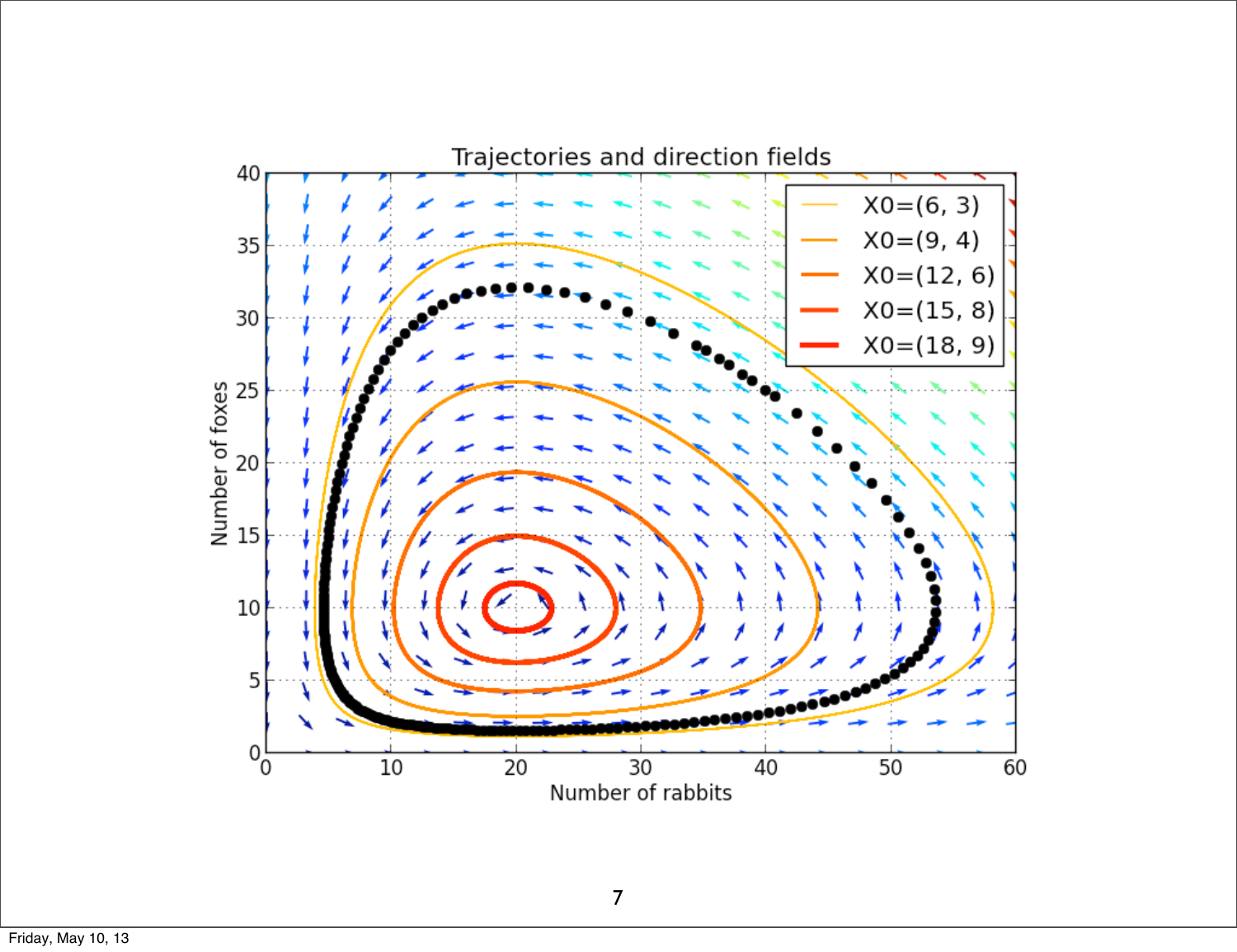Trajectories and direction fields

Legend:
- X0=(6, 3)
- X0=(9, 4)
- X0=(12, 6)
- X0=(15, 8)
- X0=(18, 9)

Number of foxes

Number of rabbits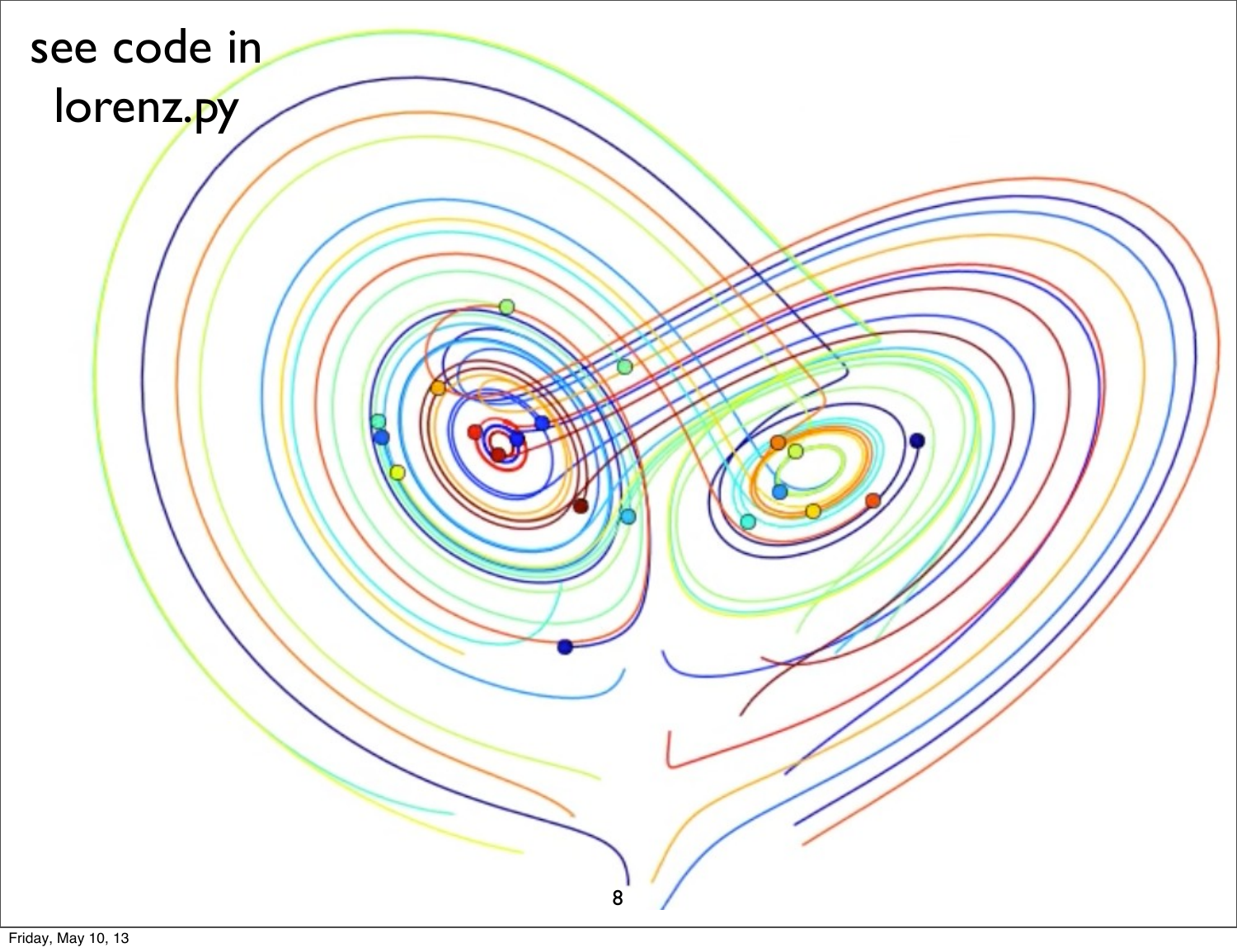see code in lorenz.py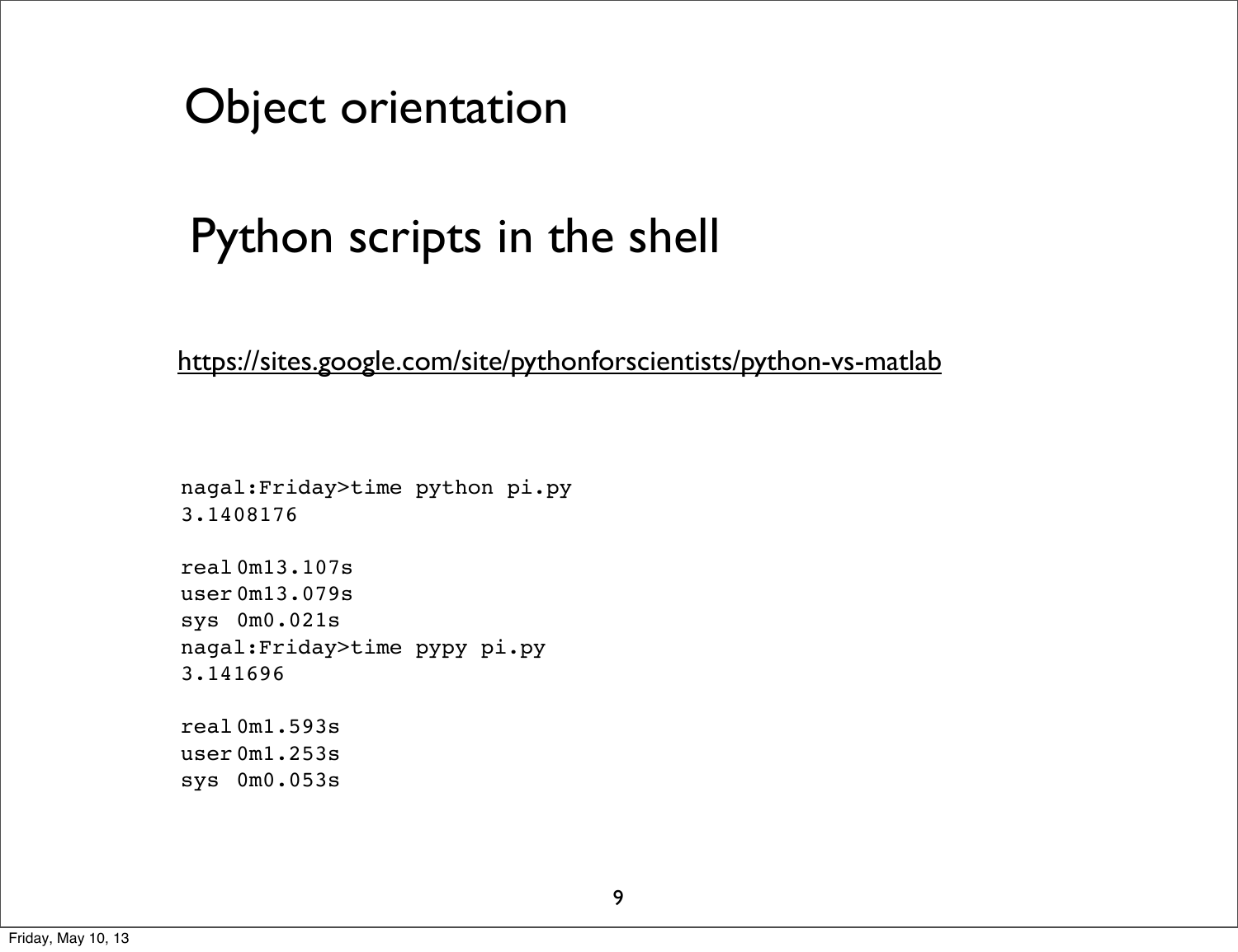# Object orientation

# Python scripts in the shell

https://sites.google.com/site/pythonforscientists/python-vs-matlab

```
nagal:Friday>time python pi.py
3.1408176

real	0m13.107s
user	0m13.079s
sys	0m0.021s
nagal:Friday>time pypy pi.py
3.141696

real	0m1.593s
user	0m1.253s
sys	0m0.053s
```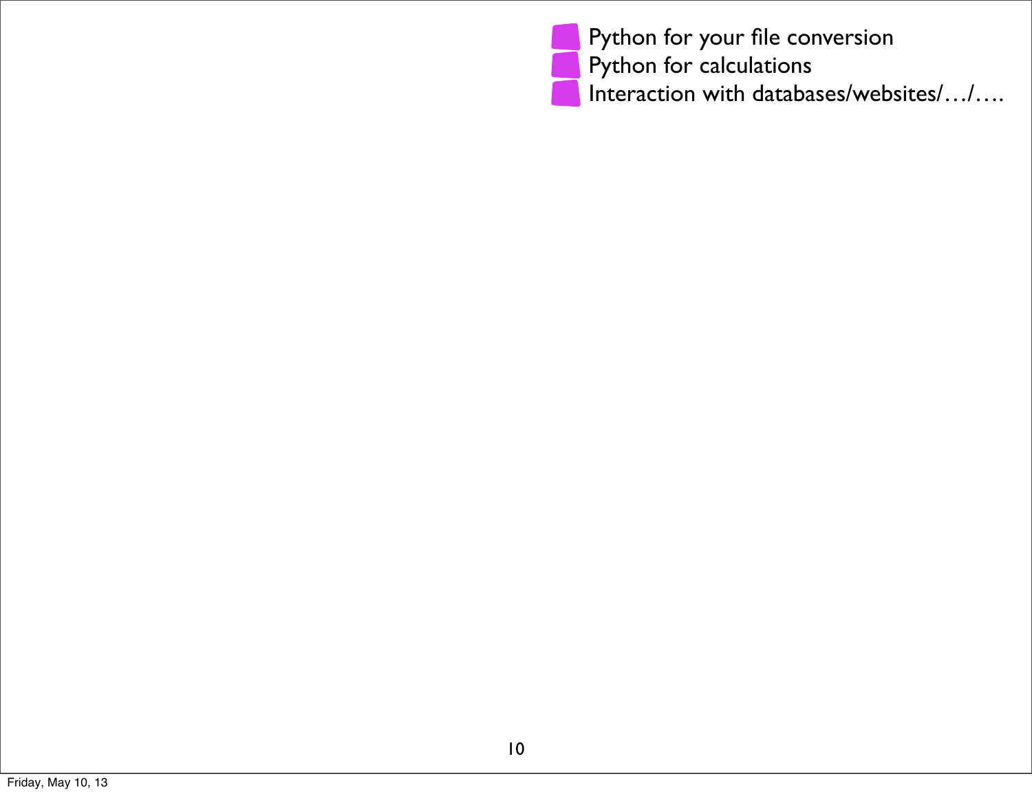- Python for your file conversion
- Python for calculations
- Interaction with databases/websites/…/….